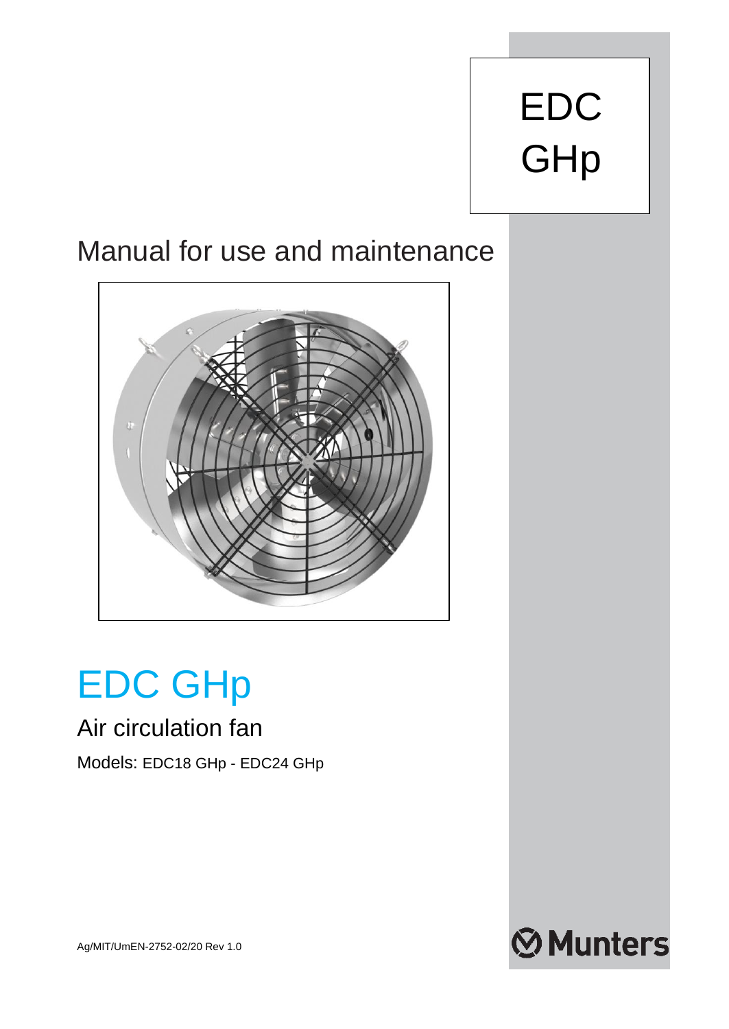EDC
GHp

# Manual for use and maintenance

# EDC GHp

## Air circulation fan

Models: EDC18 GHp - EDC24 GHp

Ag/MIT/UmEN-2752-02/20 Rev 1.0

Munters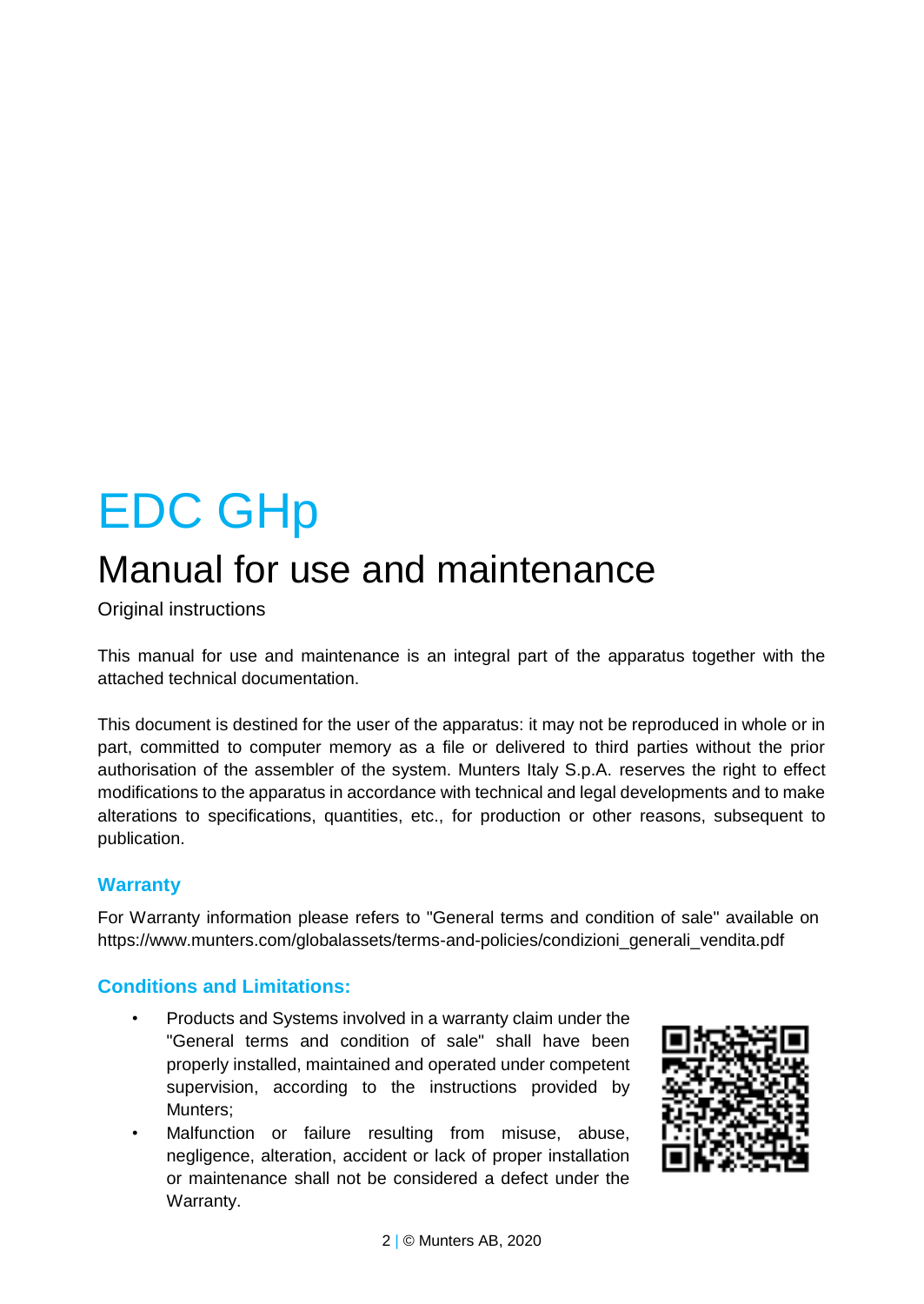# EDC GHp

## Manual for use and maintenance

Original instructions

This manual for use and maintenance is an integral part of the apparatus together with the attached technical documentation.

This document is destined for the user of the apparatus: it may not be reproduced in whole or in part, committed to computer memory as a file or delivered to third parties without the prior authorisation of the assembler of the system. Munters Italy S.p.A. reserves the right to effect modifications to the apparatus in accordance with technical and legal developments and to make alterations to specifications, quantities, etc., for production or other reasons, subsequent to publication.

### Warranty

For Warranty information please refers to "General terms and condition of sale" available on https://www.munters.com/globalassets/terms-and-policies/condizioni_generali_vendita.pdf

### Conditions and Limitations:

- Products and Systems involved in a warranty claim under the "General terms and condition of sale" shall have been properly installed, maintained and operated under competent supervision, according to the instructions provided by Munters;
- Malfunction or failure resulting from misuse, abuse, negligence, alteration, accident or lack of proper installation or maintenance shall not be considered a defect under the Warranty.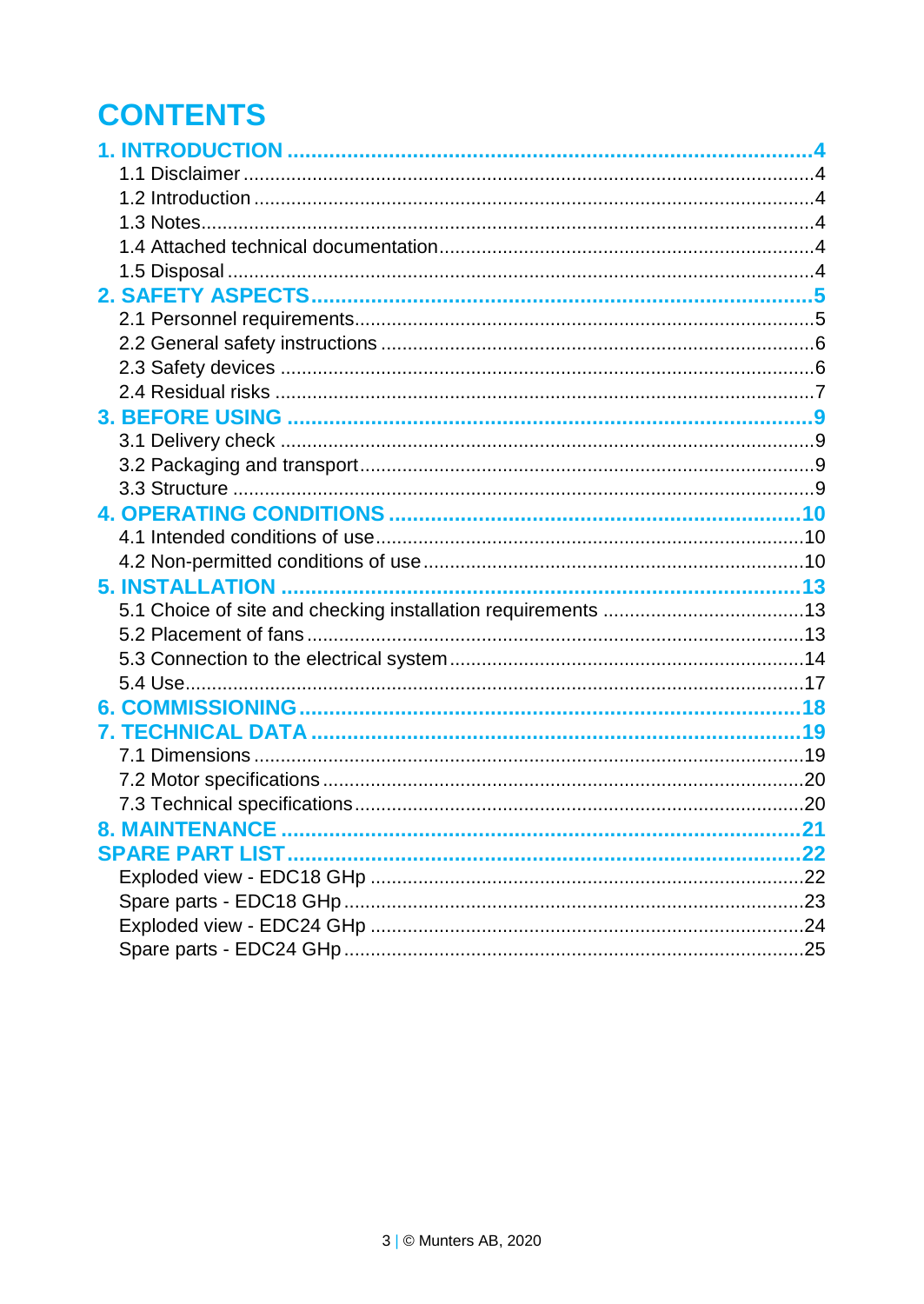# CONTENTS

**1. INTRODUCTION** .......................................................................... 4
- 1.1 Disclaimer .......................................................................... 4
- 1.2 Introduction .......................................................................... 4
- 1.3 Notes .......................................................................... 4
- 1.4 Attached technical documentation .......................................................................... 4
- 1.5 Disposal .......................................................................... 4

**2. SAFETY ASPECTS** .......................................................................... 5
- 2.1 Personnel requirements .......................................................................... 5
- 2.2 General safety instructions .......................................................................... 6
- 2.3 Safety devices .......................................................................... 6
- 2.4 Residual risks .......................................................................... 7

**3. BEFORE USING** .......................................................................... 9
- 3.1 Delivery check .......................................................................... 9
- 3.2 Packaging and transport .......................................................................... 9
- 3.3 Structure .......................................................................... 9

**4. OPERATING CONDITIONS** .......................................................................... 10
- 4.1 Intended conditions of use .......................................................................... 10
- 4.2 Non-permitted conditions of use .......................................................................... 10

**5. INSTALLATION** .......................................................................... 13
- 5.1 Choice of site and checking installation requirements .......................................................................... 13
- 5.2 Placement of fans .......................................................................... 13
- 5.3 Connection to the electrical system .......................................................................... 14
- 5.4 Use .......................................................................... 17

**6. COMMISSIONING** .......................................................................... 18

**7. TECHNICAL DATA** .......................................................................... 19
- 7.1 Dimensions .......................................................................... 19
- 7.2 Motor specifications .......................................................................... 20
- 7.3 Technical specifications .......................................................................... 20

**8. MAINTENANCE** .......................................................................... 21

**SPARE PART LIST** .......................................................................... 22
- Exploded view - EDC18 GHp .......................................................................... 22
- Spare parts - EDC18 GHp .......................................................................... 23
- Exploded view - EDC24 GHp .......................................................................... 24
- Spare parts - EDC24 GHp .......................................................................... 25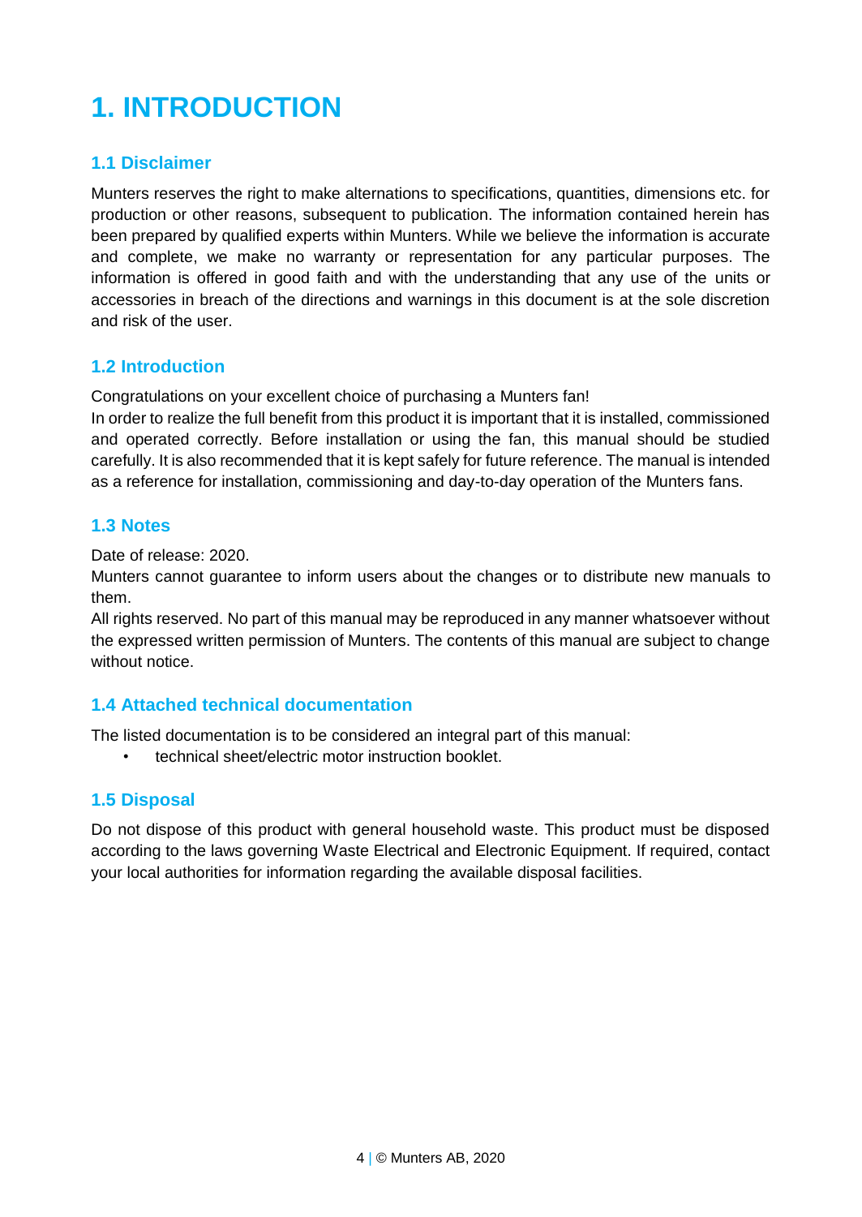# 1. INTRODUCTION

## 1.1 Disclaimer

Munters reserves the right to make alternations to specifications, quantities, dimensions etc. for production or other reasons, subsequent to publication. The information contained herein has been prepared by qualified experts within Munters. While we believe the information is accurate and complete, we make no warranty or representation for any particular purposes. The information is offered in good faith and with the understanding that any use of the units or accessories in breach of the directions and warnings in this document is at the sole discretion and risk of the user.

## 1.2 Introduction

Congratulations on your excellent choice of purchasing a Munters fan!

In order to realize the full benefit from this product it is important that it is installed, commissioned and operated correctly. Before installation or using the fan, this manual should be studied carefully. It is also recommended that it is kept safely for future reference. The manual is intended as a reference for installation, commissioning and day-to-day operation of the Munters fans.

## 1.3 Notes

Date of release: 2020.

Munters cannot guarantee to inform users about the changes or to distribute new manuals to them.

All rights reserved. No part of this manual may be reproduced in any manner whatsoever without the expressed written permission of Munters. The contents of this manual are subject to change without notice.

## 1.4 Attached technical documentation

The listed documentation is to be considered an integral part of this manual:

- technical sheet/electric motor instruction booklet.

## 1.5 Disposal

Do not dispose of this product with general household waste. This product must be disposed according to the laws governing Waste Electrical and Electronic Equipment. If required, contact your local authorities for information regarding the available disposal facilities.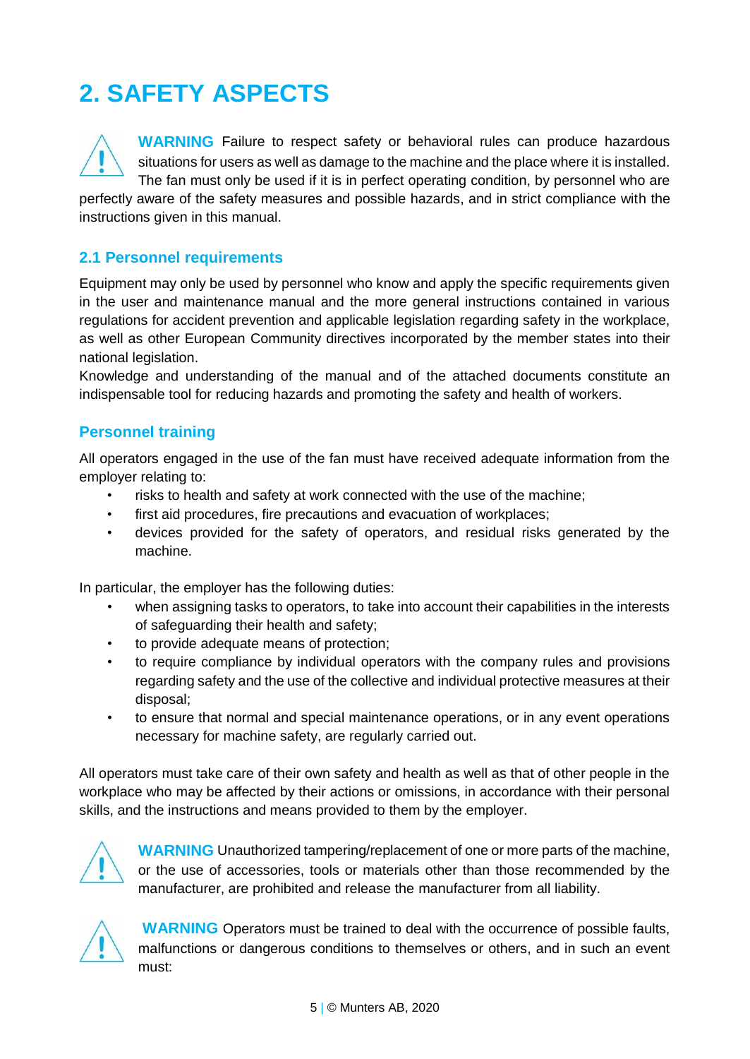# 2. SAFETY ASPECTS

**WARNING** Failure to respect safety or behavioral rules can produce hazardous situations for users as well as damage to the machine and the place where it is installed. The fan must only be used if it is in perfect operating condition, by personnel who are perfectly aware of the safety measures and possible hazards, and in strict compliance with the instructions given in this manual.

## 2.1 Personnel requirements

Equipment may only be used by personnel who know and apply the specific requirements given in the user and maintenance manual and the more general instructions contained in various regulations for accident prevention and applicable legislation regarding safety in the workplace, as well as other European Community directives incorporated by the member states into their national legislation.

Knowledge and understanding of the manual and of the attached documents constitute an indispensable tool for reducing hazards and promoting the safety and health of workers.

### Personnel training

All operators engaged in the use of the fan must have received adequate information from the employer relating to:

- risks to health and safety at work connected with the use of the machine;
- first aid procedures, fire precautions and evacuation of workplaces;
- devices provided for the safety of operators, and residual risks generated by the machine.

In particular, the employer has the following duties:

- when assigning tasks to operators, to take into account their capabilities in the interests of safeguarding their health and safety;
- to provide adequate means of protection;
- to require compliance by individual operators with the company rules and provisions regarding safety and the use of the collective and individual protective measures at their disposal;
- to ensure that normal and special maintenance operations, or in any event operations necessary for machine safety, are regularly carried out.

All operators must take care of their own safety and health as well as that of other people in the workplace who may be affected by their actions or omissions, in accordance with their personal skills, and the instructions and means provided to them by the employer.

**WARNING** Unauthorized tampering/replacement of one or more parts of the machine, or the use of accessories, tools or materials other than those recommended by the manufacturer, are prohibited and release the manufacturer from all liability.

**WARNING** Operators must be trained to deal with the occurrence of possible faults, malfunctions or dangerous conditions to themselves or others, and in such an event must: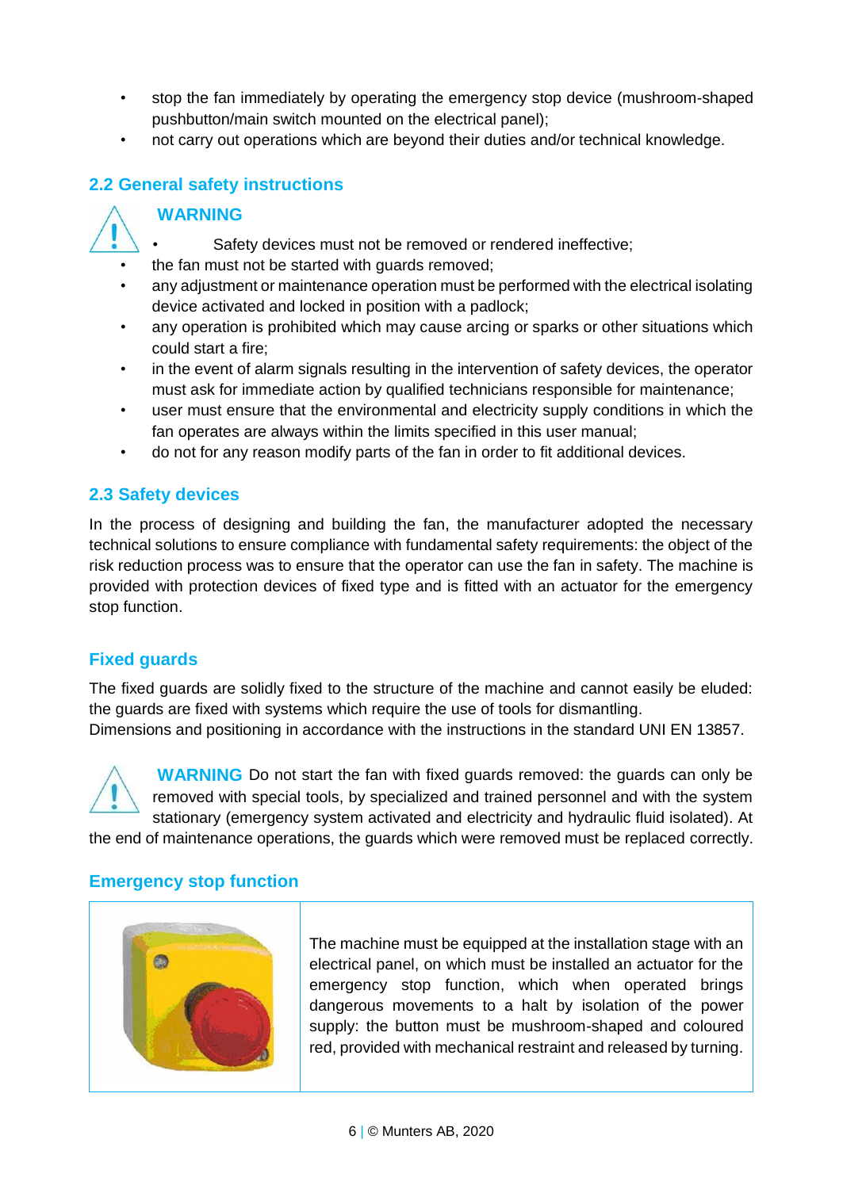- stop the fan immediately by operating the emergency stop device (mushroom-shaped pushbutton/main switch mounted on the electrical panel);
- not carry out operations which are beyond their duties and/or technical knowledge.

## 2.2 General safety instructions

**WARNING**

- Safety devices must not be removed or rendered ineffective;
- the fan must not be started with guards removed;
- any adjustment or maintenance operation must be performed with the electrical isolating device activated and locked in position with a padlock;
- any operation is prohibited which may cause arcing or sparks or other situations which could start a fire;
- in the event of alarm signals resulting in the intervention of safety devices, the operator must ask for immediate action by qualified technicians responsible for maintenance;
- user must ensure that the environmental and electricity supply conditions in which the fan operates are always within the limits specified in this user manual;
- do not for any reason modify parts of the fan in order to fit additional devices.

## 2.3 Safety devices

In the process of designing and building the fan, the manufacturer adopted the necessary technical solutions to ensure compliance with fundamental safety requirements: the object of the risk reduction process was to ensure that the operator can use the fan in safety. The machine is provided with protection devices of fixed type and is fitted with an actuator for the emergency stop function.

### Fixed guards

The fixed guards are solidly fixed to the structure of the machine and cannot easily be eluded: the guards are fixed with systems which require the use of tools for dismantling.
Dimensions and positioning in accordance with the instructions in the standard UNI EN 13857.

**WARNING** Do not start the fan with fixed guards removed: the guards can only be removed with special tools, by specialized and trained personnel and with the system stationary (emergency system activated and electricity and hydraulic fluid isolated). At the end of maintenance operations, the guards which were removed must be replaced correctly.

### Emergency stop function

The machine must be equipped at the installation stage with an electrical panel, on which must be installed an actuator for the emergency stop function, which when operated brings dangerous movements to a halt by isolation of the power supply: the button must be mushroom-shaped and coloured red, provided with mechanical restraint and released by turning.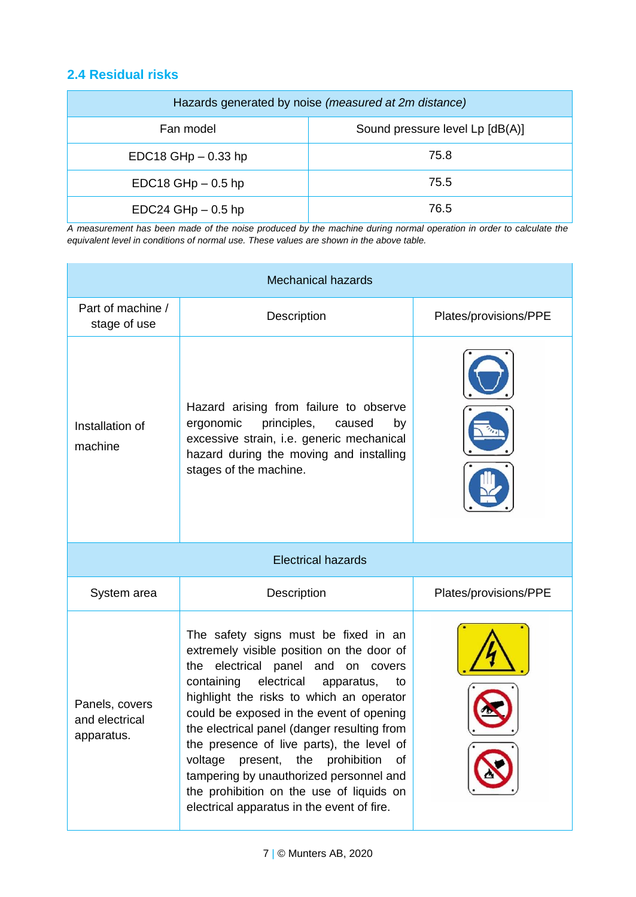## 2.4 Residual risks

| Hazards generated by noise *(measured at 2m distance)* | |
|---|---|
| Fan model | Sound pressure level Lp [dB(A)] |
| EDC18 GHp – 0.33 hp | 75.8 |
| EDC18 GHp – 0.5 hp | 75.5 |
| EDC24 GHp – 0.5 hp | 76.5 |

*A measurement has been made of the noise produced by the machine during normal operation in order to calculate the equivalent level in conditions of normal use. These values are shown in the above table.*

| Mechanical hazards | | |
|---|---|---|
| Part of machine / stage of use | Description | Plates/provisions/PPE |
| Installation of machine | Hazard arising from failure to observe ergonomic principles, caused by excessive strain, i.e. generic mechanical hazard during the moving and installing stages of the machine. | |
| **Electrical hazards** | | |
| System area | Description | Plates/provisions/PPE |
| Panels, covers and electrical apparatus. | The safety signs must be fixed in an extremely visible position on the door of the electrical panel and on covers containing electrical apparatus, to highlight the risks to which an operator could be exposed in the event of opening the electrical panel (danger resulting from the presence of live parts), the level of voltage present, the prohibition of tampering by unauthorized personnel and the prohibition on the use of liquids on electrical apparatus in the event of fire. | |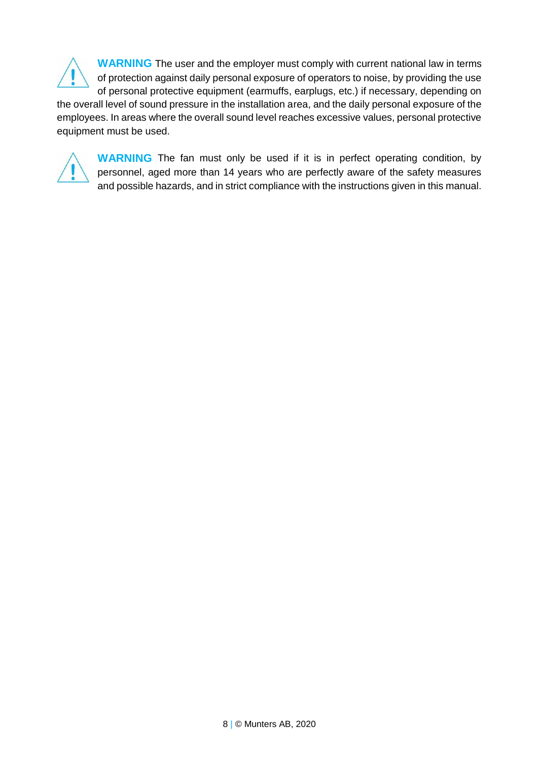**WARNING** The user and the employer must comply with current national law in terms of protection against daily personal exposure of operators to noise, by providing the use of personal protective equipment (earmuffs, earplugs, etc.) if necessary, depending on the overall level of sound pressure in the installation area, and the daily personal exposure of the employees. In areas where the overall sound level reaches excessive values, personal protective equipment must be used.

**WARNING** The fan must only be used if it is in perfect operating condition, by personnel, aged more than 14 years who are perfectly aware of the safety measures and possible hazards, and in strict compliance with the instructions given in this manual.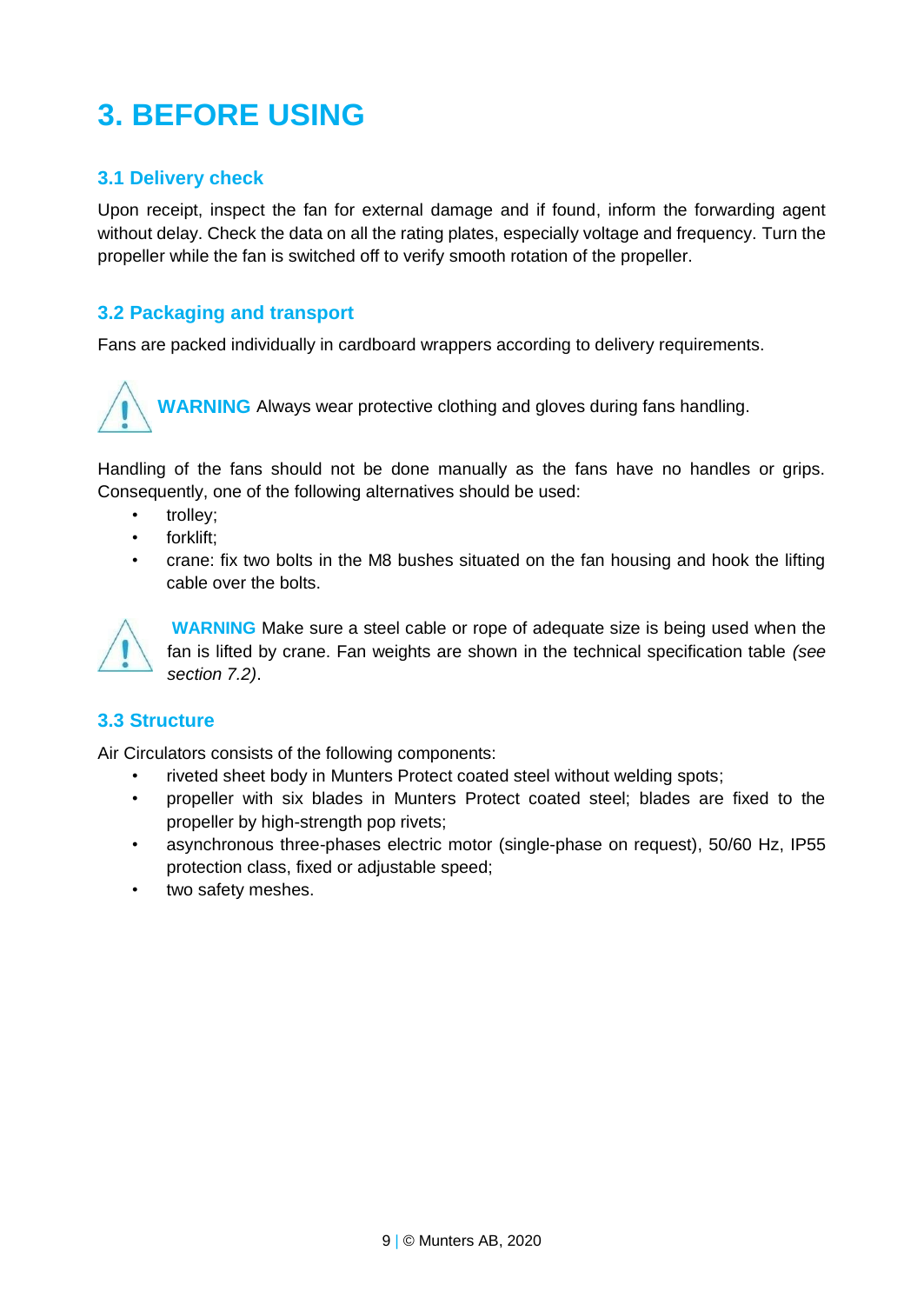# 3. BEFORE USING

## 3.1 Delivery check

Upon receipt, inspect the fan for external damage and if found, inform the forwarding agent without delay. Check the data on all the rating plates, especially voltage and frequency. Turn the propeller while the fan is switched off to verify smooth rotation of the propeller.

## 3.2 Packaging and transport

Fans are packed individually in cardboard wrappers according to delivery requirements.

**WARNING** Always wear protective clothing and gloves during fans handling.

Handling of the fans should not be done manually as the fans have no handles or grips. Consequently, one of the following alternatives should be used:

- trolley;
- forklift;
- crane: fix two bolts in the M8 bushes situated on the fan housing and hook the lifting cable over the bolts.

**WARNING** Make sure a steel cable or rope of adequate size is being used when the fan is lifted by crane. Fan weights are shown in the technical specification table *(see section 7.2)*.

## 3.3 Structure

Air Circulators consists of the following components:

- riveted sheet body in Munters Protect coated steel without welding spots;
- propeller with six blades in Munters Protect coated steel; blades are fixed to the propeller by high-strength pop rivets;
- asynchronous three-phases electric motor (single-phase on request), 50/60 Hz, IP55 protection class, fixed or adjustable speed;
- two safety meshes.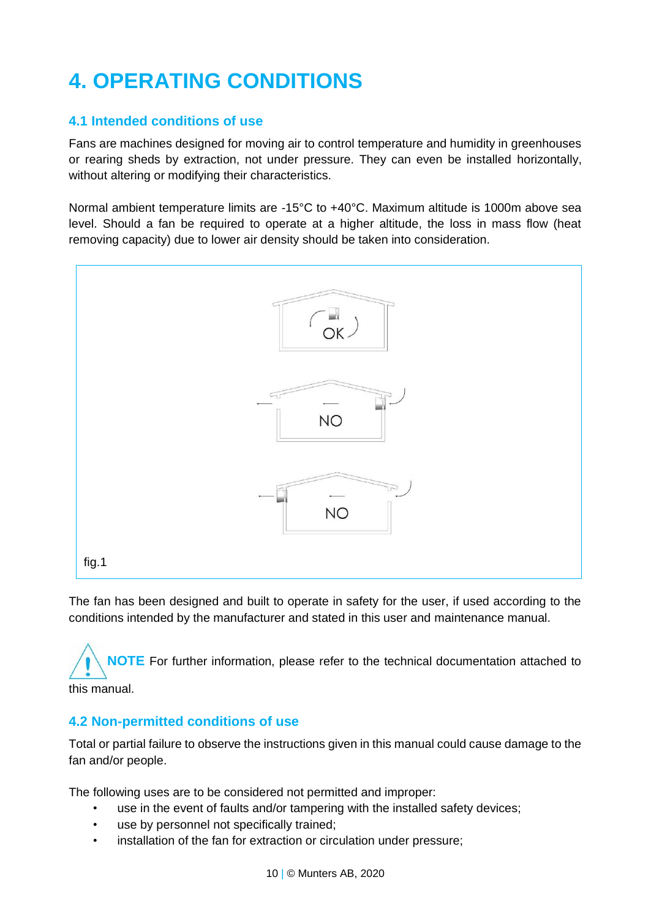# 4. OPERATING CONDITIONS

## 4.1 Intended conditions of use

Fans are machines designed for moving air to control temperature and humidity in greenhouses or rearing sheds by extraction, not under pressure. They can even be installed horizontally, without altering or modifying their characteristics.

Normal ambient temperature limits are -15°C to +40°C. Maximum altitude is 1000m above sea level. Should a fan be required to operate at a higher altitude, the loss in mass flow (heat removing capacity) due to lower air density should be taken into consideration.

OK

NO

NO

fig.1

The fan has been designed and built to operate in safety for the user, if used according to the conditions intended by the manufacturer and stated in this user and maintenance manual.

**NOTE** For further information, please refer to the technical documentation attached to this manual.

## 4.2 Non-permitted conditions of use

Total or partial failure to observe the instructions given in this manual could cause damage to the fan and/or people.

The following uses are to be considered not permitted and improper:

- use in the event of faults and/or tampering with the installed safety devices;
- use by personnel not specifically trained;
- installation of the fan for extraction or circulation under pressure;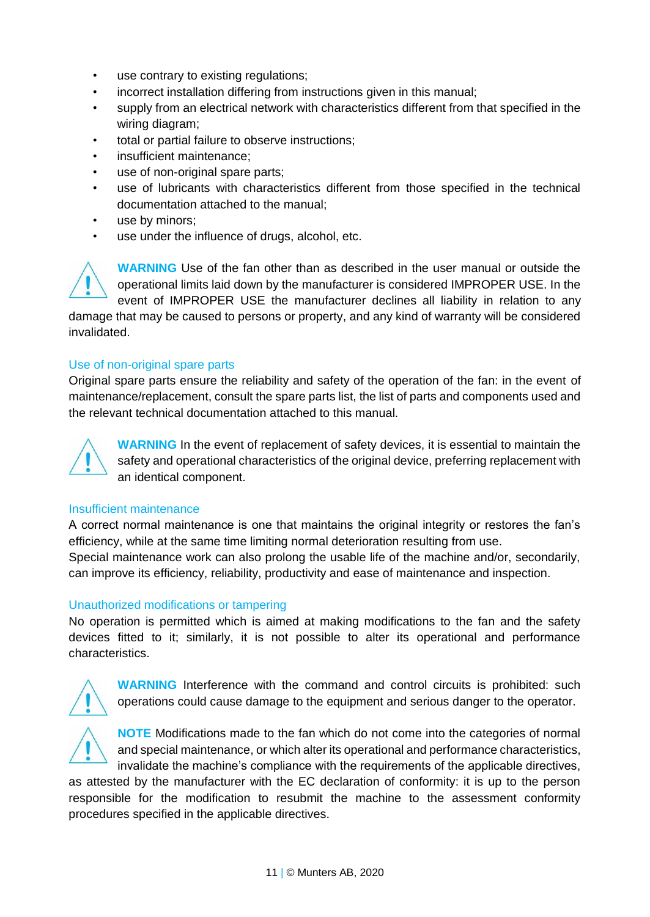- use contrary to existing regulations;
- incorrect installation differing from instructions given in this manual;
- supply from an electrical network with characteristics different from that specified in the wiring diagram;
- total or partial failure to observe instructions;
- insufficient maintenance;
- use of non-original spare parts;
- use of lubricants with characteristics different from those specified in the technical documentation attached to the manual;
- use by minors;
- use under the influence of drugs, alcohol, etc.

**WARNING** Use of the fan other than as described in the user manual or outside the operational limits laid down by the manufacturer is considered IMPROPER USE. In the event of IMPROPER USE the manufacturer declines all liability in relation to any damage that may be caused to persons or property, and any kind of warranty will be considered invalidated.

### Use of non-original spare parts

Original spare parts ensure the reliability and safety of the operation of the fan: in the event of maintenance/replacement, consult the spare parts list, the list of parts and components used and the relevant technical documentation attached to this manual.

**WARNING** In the event of replacement of safety devices, it is essential to maintain the safety and operational characteristics of the original device, preferring replacement with an identical component.

### Insufficient maintenance

A correct normal maintenance is one that maintains the original integrity or restores the fan's efficiency, while at the same time limiting normal deterioration resulting from use.
Special maintenance work can also prolong the usable life of the machine and/or, secondarily, can improve its efficiency, reliability, productivity and ease of maintenance and inspection.

### Unauthorized modifications or tampering

No operation is permitted which is aimed at making modifications to the fan and the safety devices fitted to it; similarly, it is not possible to alter its operational and performance characteristics.

**WARNING** Interference with the command and control circuits is prohibited: such operations could cause damage to the equipment and serious danger to the operator.

**NOTE** Modifications made to the fan which do not come into the categories of normal and special maintenance, or which alter its operational and performance characteristics, invalidate the machine's compliance with the requirements of the applicable directives, as attested by the manufacturer with the EC declaration of conformity: it is up to the person responsible for the modification to resubmit the machine to the assessment conformity procedures specified in the applicable directives.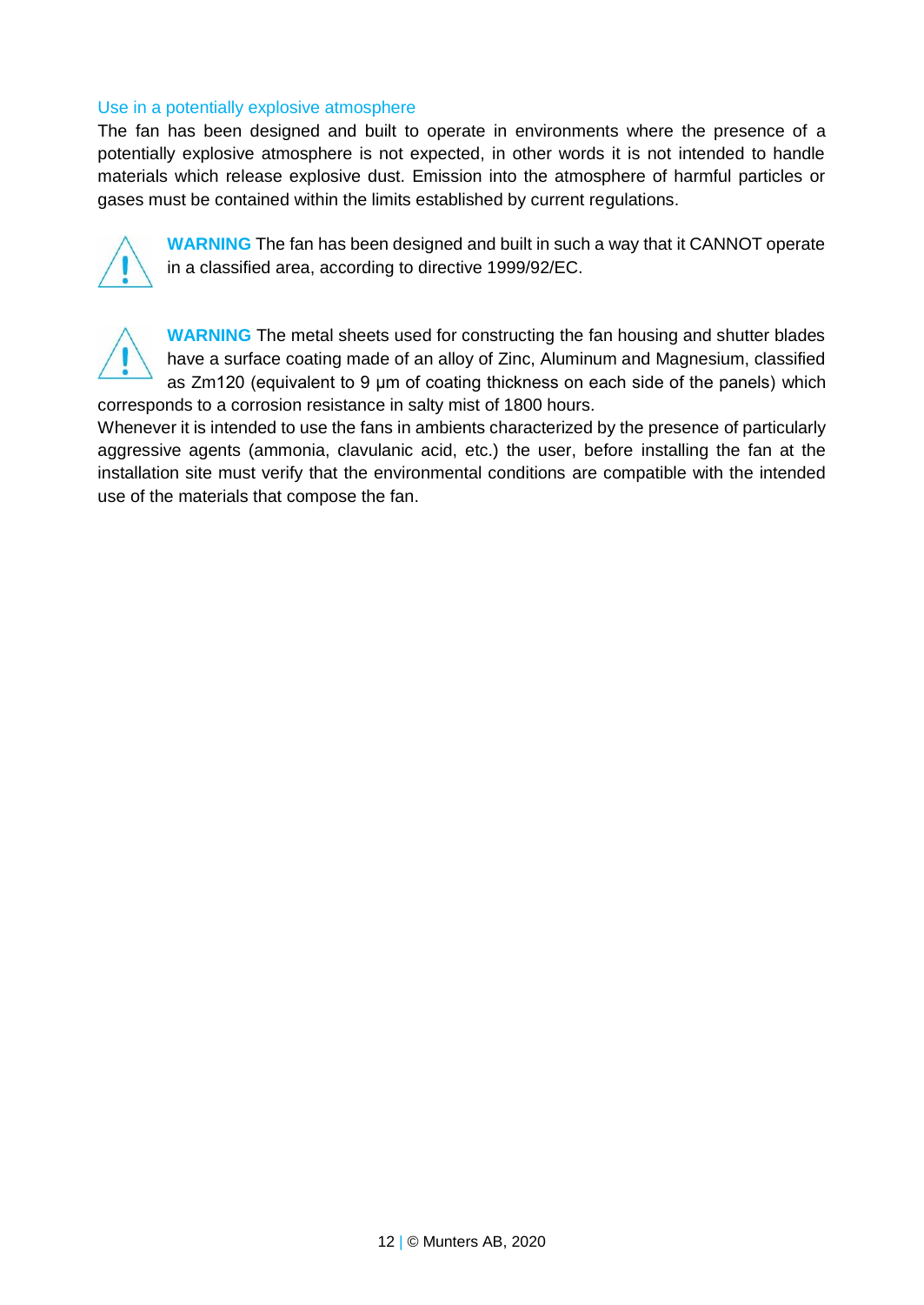### Use in a potentially explosive atmosphere

The fan has been designed and built to operate in environments where the presence of a potentially explosive atmosphere is not expected, in other words it is not intended to handle materials which release explosive dust. Emission into the atmosphere of harmful particles or gases must be contained within the limits established by current regulations.

**WARNING** The fan has been designed and built in such a way that it CANNOT operate in a classified area, according to directive 1999/92/EC.

**WARNING** The metal sheets used for constructing the fan housing and shutter blades have a surface coating made of an alloy of Zinc, Aluminum and Magnesium, classified as Zm120 (equivalent to 9 µm of coating thickness on each side of the panels) which corresponds to a corrosion resistance in salty mist of 1800 hours.

Whenever it is intended to use the fans in ambients characterized by the presence of particularly aggressive agents (ammonia, clavulanic acid, etc.) the user, before installing the fan at the installation site must verify that the environmental conditions are compatible with the intended use of the materials that compose the fan.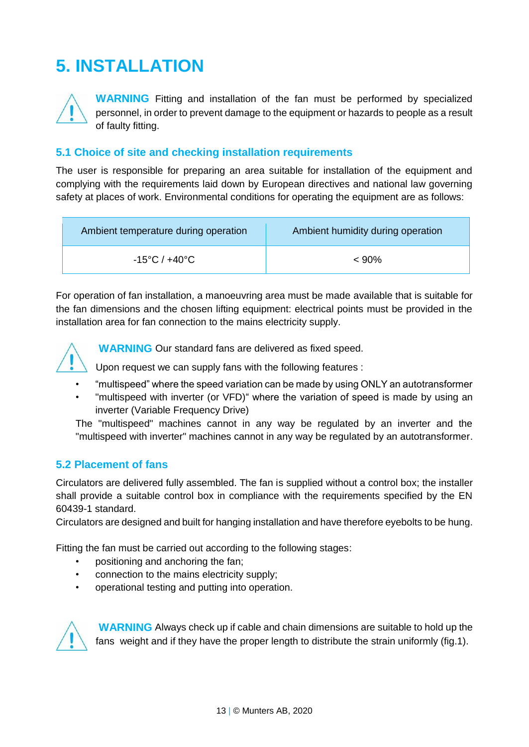# 5. INSTALLATION

**WARNING** Fitting and installation of the fan must be performed by specialized personnel, in order to prevent damage to the equipment or hazards to people as a result of faulty fitting.

## 5.1 Choice of site and checking installation requirements

The user is responsible for preparing an area suitable for installation of the equipment and complying with the requirements laid down by European directives and national law governing safety at places of work. Environmental conditions for operating the equipment are as follows:

| Ambient temperature during operation | Ambient humidity during operation |
|---|---|
| -15°C / +40°C | < 90% |

For operation of fan installation, a manoeuvring area must be made available that is suitable for the fan dimensions and the chosen lifting equipment: electrical points must be provided in the installation area for fan connection to the mains electricity supply.

**WARNING** Our standard fans are delivered as fixed speed.

Upon request we can supply fans with the following features :

- “multispeed” where the speed variation can be made by using ONLY an autotransformer
- "multispeed with inverter (or VFD)“ where the variation of speed is made by using an inverter (Variable Frequency Drive)

The "multispeed" machines cannot in any way be regulated by an inverter and the "multispeed with inverter" machines cannot in any way be regulated by an autotransformer.

## 5.2 Placement of fans

Circulators are delivered fully assembled. The fan is supplied without a control box; the installer shall provide a suitable control box in compliance with the requirements specified by the EN 60439-1 standard.

Circulators are designed and built for hanging installation and have therefore eyebolts to be hung.

Fitting the fan must be carried out according to the following stages:

- positioning and anchoring the fan;
- connection to the mains electricity supply;
- operational testing and putting into operation.

**WARNING** Always check up if cable and chain dimensions are suitable to hold up the fans weight and if they have the proper length to distribute the strain uniformly (fig.1).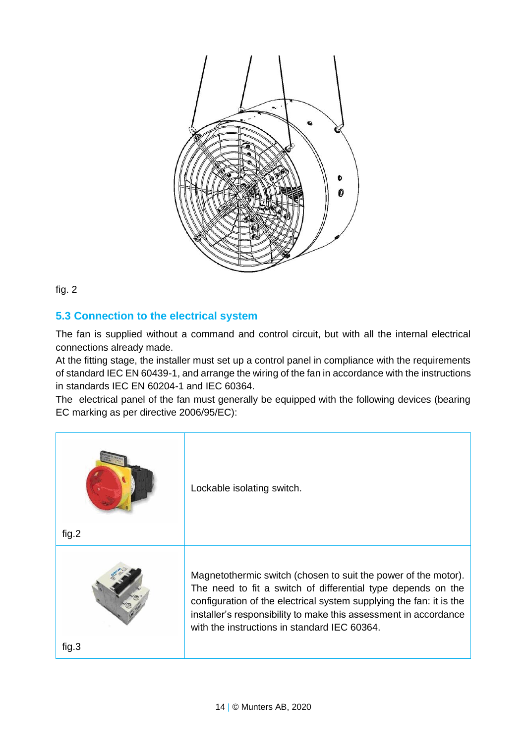fig. 2

## 5.3 Connection to the electrical system

The fan is supplied without a command and control circuit, but with all the internal electrical connections already made.
At the fitting stage, the installer must set up a control panel in compliance with the requirements of standard IEC EN 60439-1, and arrange the wiring of the fan in accordance with the instructions in standards IEC EN 60204-1 and IEC 60364.
The electrical panel of the fan must generally be equipped with the following devices (bearing EC marking as per directive 2006/95/EC):

| | |
|---|---|
| fig.2 | Lockable isolating switch. |
| fig.3 | Magnetothermic switch (chosen to suit the power of the motor). The need to fit a switch of differential type depends on the configuration of the electrical system supplying the fan: it is the installer's responsibility to make this assessment in accordance with the instructions in standard IEC 60364. |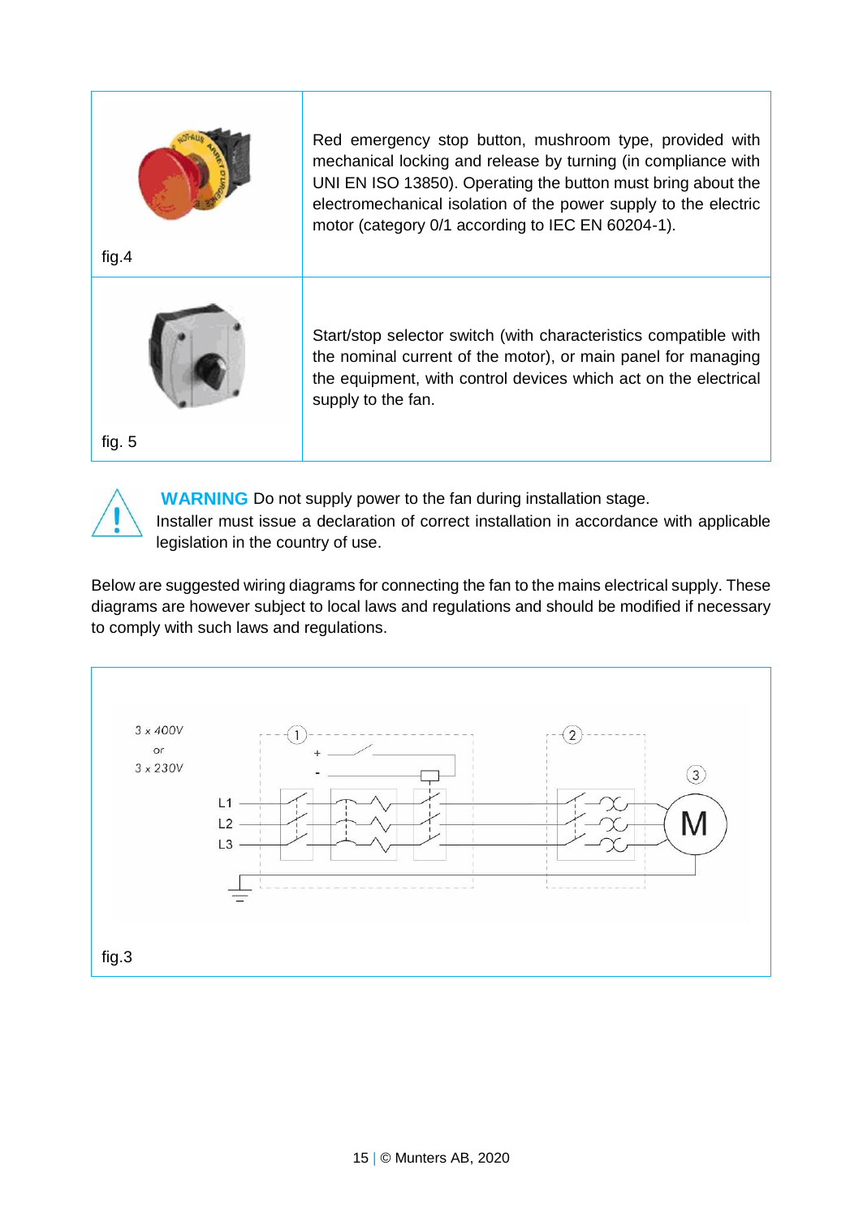| | |
|---|---|
| fig.4 | Red emergency stop button, mushroom type, provided with mechanical locking and release by turning (in compliance with UNI EN ISO 13850). Operating the button must bring about the electromechanical isolation of the power supply to the electric motor (category 0/1 according to IEC EN 60204-1). |
| fig. 5 | Start/stop selector switch (with characteristics compatible with the nominal current of the motor), or main panel for managing the equipment, with control devices which act on the electrical supply to the fan. |

**WARNING** Do not supply power to the fan during installation stage.
Installer must issue a declaration of correct installation in accordance with applicable legislation in the country of use.

Below are suggested wiring diagrams for connecting the fan to the mains electrical supply. These diagrams are however subject to local laws and regulations and should be modified if necessary to comply with such laws and regulations.

3 x 400V or 3 x 230V

L1 L2 L3

fig.3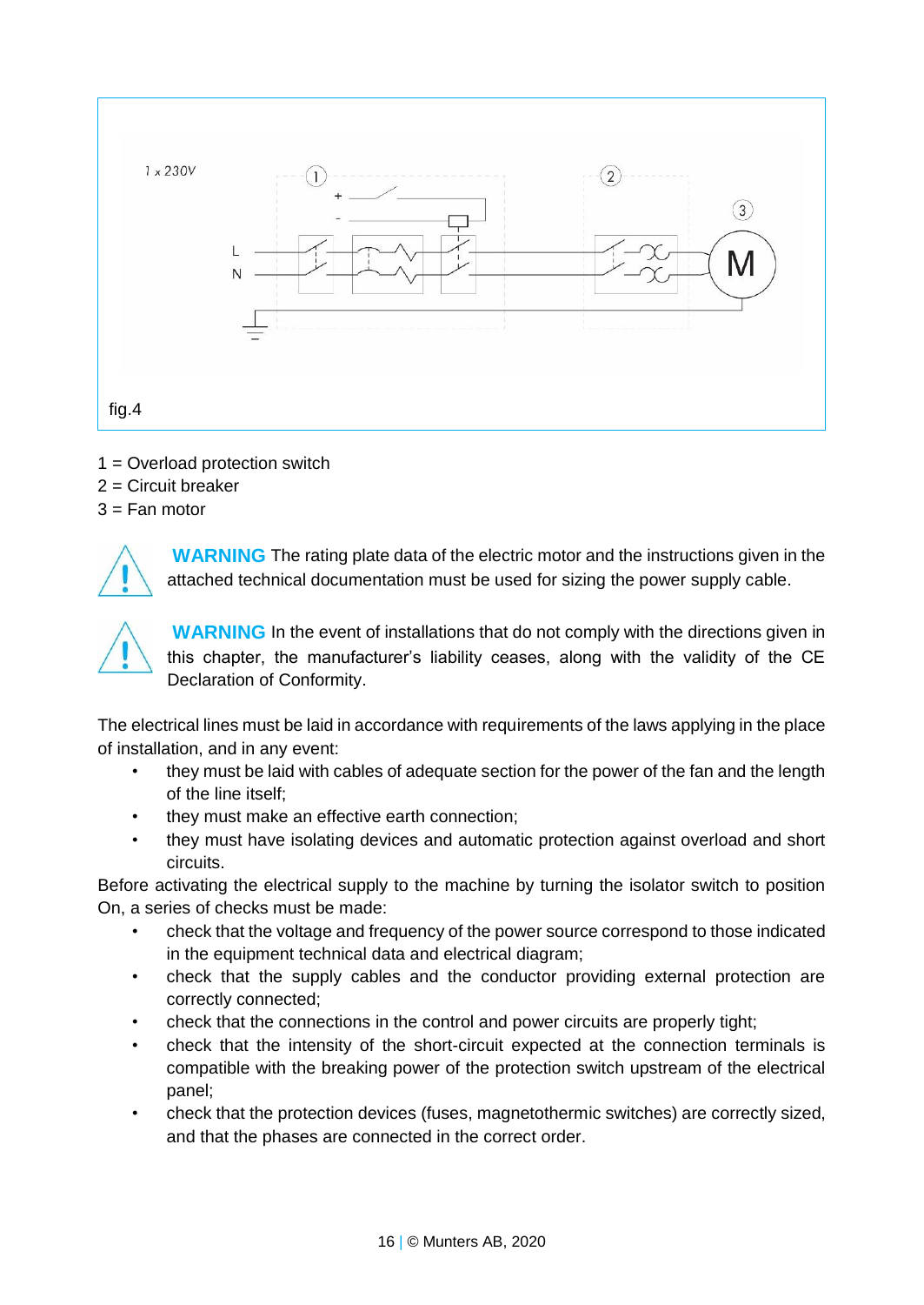fig.4

1 = Overload protection switch
2 = Circuit breaker
3 = Fan motor

**WARNING** The rating plate data of the electric motor and the instructions given in the attached technical documentation must be used for sizing the power supply cable.

**WARNING** In the event of installations that do not comply with the directions given in this chapter, the manufacturer's liability ceases, along with the validity of the CE Declaration of Conformity.

The electrical lines must be laid in accordance with requirements of the laws applying in the place of installation, and in any event:

- they must be laid with cables of adequate section for the power of the fan and the length of the line itself;
- they must make an effective earth connection;
- they must have isolating devices and automatic protection against overload and short circuits.

Before activating the electrical supply to the machine by turning the isolator switch to position On, a series of checks must be made:

- check that the voltage and frequency of the power source correspond to those indicated in the equipment technical data and electrical diagram;
- check that the supply cables and the conductor providing external protection are correctly connected;
- check that the connections in the control and power circuits are properly tight;
- check that the intensity of the short-circuit expected at the connection terminals is compatible with the breaking power of the protection switch upstream of the electrical panel;
- check that the protection devices (fuses, magnetothermic switches) are correctly sized, and that the phases are connected in the correct order.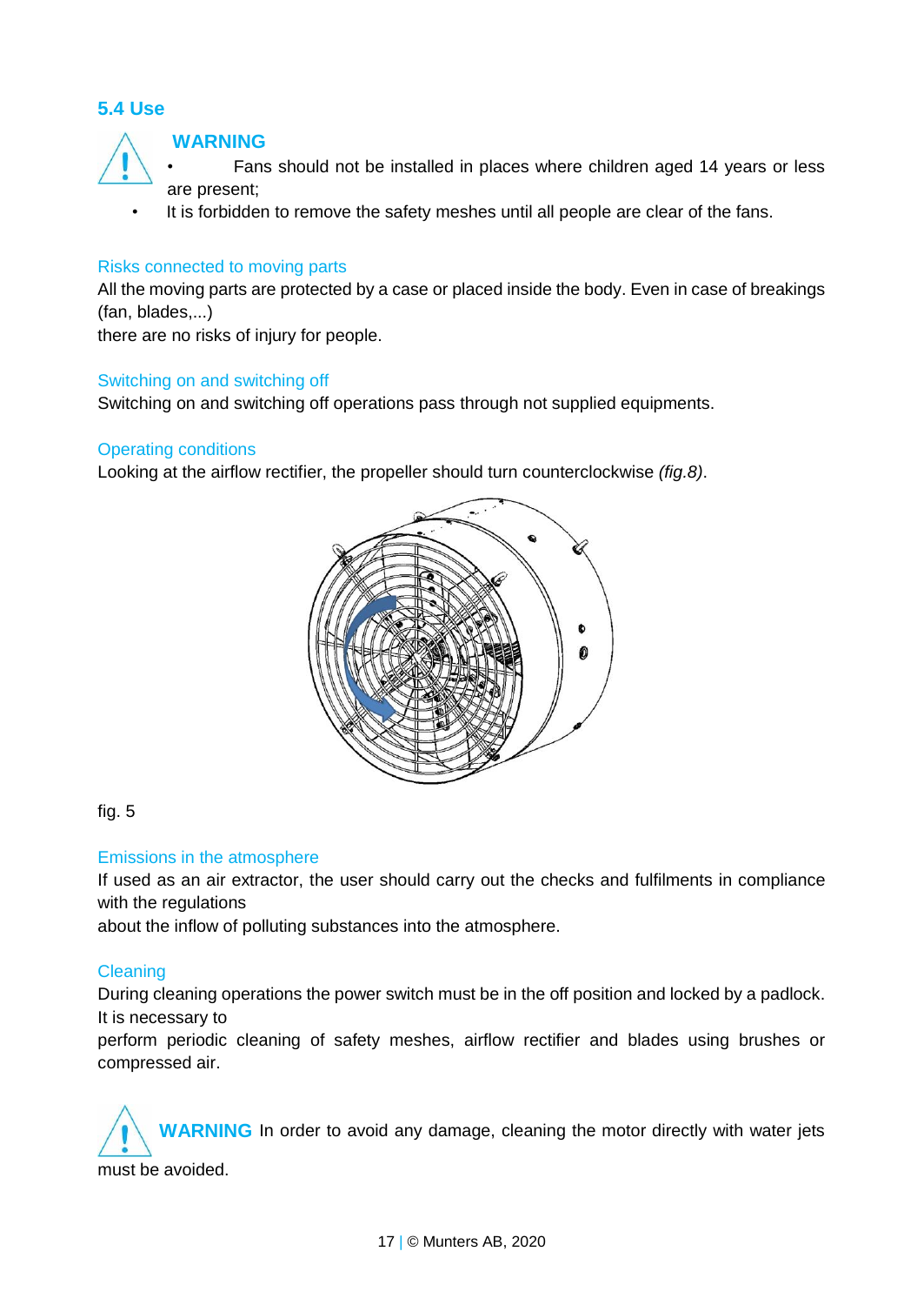## 5.4 Use

**WARNING**

- Fans should not be installed in places where children aged 14 years or less are present;
- It is forbidden to remove the safety meshes until all people are clear of the fans.

### Risks connected to moving parts

All the moving parts are protected by a case or placed inside the body. Even in case of breakings (fan, blades,...)
there are no risks of injury for people.

### Switching on and switching off

Switching on and switching off operations pass through not supplied equipments.

### Operating conditions

Looking at the airflow rectifier, the propeller should turn counterclockwise *(fig.8)*.

fig. 5

### Emissions in the atmosphere

If used as an air extractor, the user should carry out the checks and fulfilments in compliance with the regulations
about the inflow of polluting substances into the atmosphere.

### Cleaning

During cleaning operations the power switch must be in the off position and locked by a padlock. It is necessary to
perform periodic cleaning of safety meshes, airflow rectifier and blades using brushes or compressed air.

**WARNING** In order to avoid any damage, cleaning the motor directly with water jets must be avoided.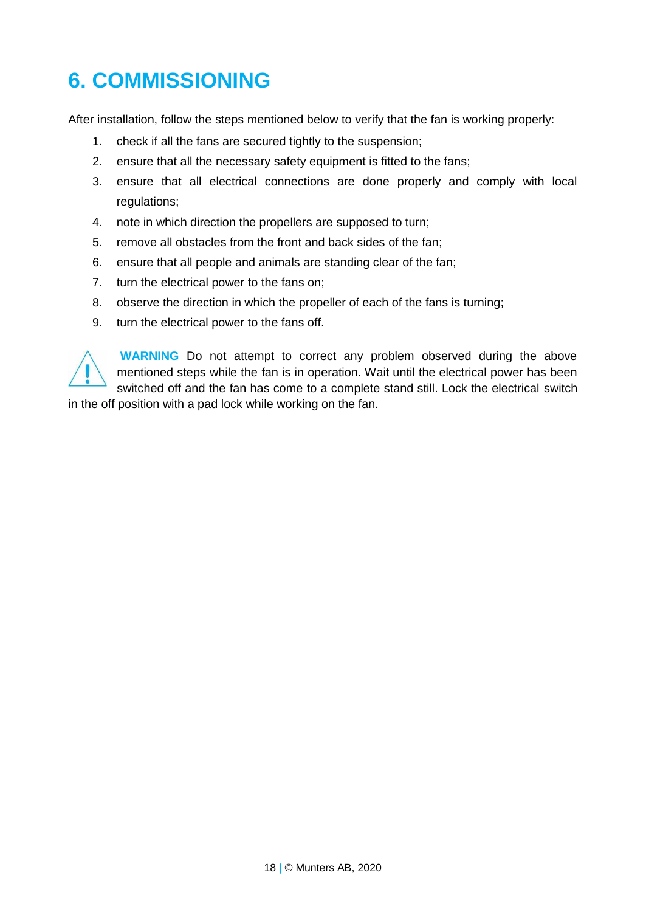# 6. COMMISSIONING

After installation, follow the steps mentioned below to verify that the fan is working properly:

1. check if all the fans are secured tightly to the suspension;
2. ensure that all the necessary safety equipment is fitted to the fans;
3. ensure that all electrical connections are done properly and comply with local regulations;
4. note in which direction the propellers are supposed to turn;
5. remove all obstacles from the front and back sides of the fan;
6. ensure that all people and animals are standing clear of the fan;
7. turn the electrical power to the fans on;
8. observe the direction in which the propeller of each of the fans is turning;
9. turn the electrical power to the fans off.

**WARNING** Do not attempt to correct any problem observed during the above mentioned steps while the fan is in operation. Wait until the electrical power has been switched off and the fan has come to a complete stand still. Lock the electrical switch in the off position with a pad lock while working on the fan.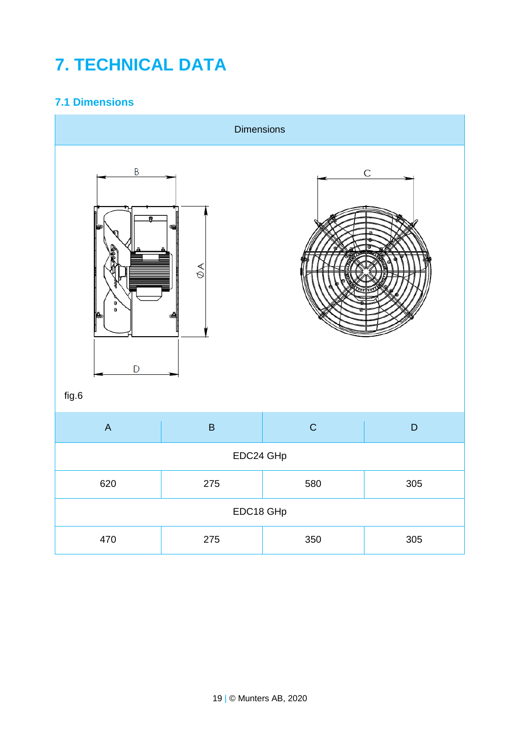# 7. TECHNICAL DATA

## 7.1 Dimensions

Dimensions

fig.6

| A | B | C | D |
|---|---|---|---|
| EDC24 GHp | | | |
| 620 | 275 | 580 | 305 |
| EDC18 GHp | | | |
| 470 | 275 | 350 | 305 |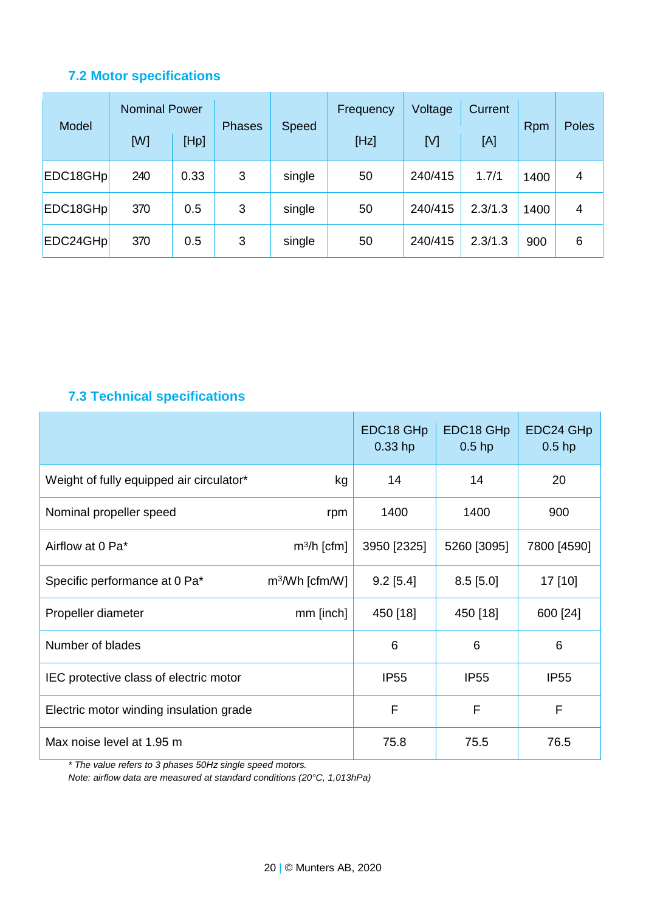## 7.2 Motor specifications

| Model | Nominal Power | | Phases | Speed | Frequency | Voltage | Current | Rpm | Poles |
|---|---|---|---|---|---|---|---|---|---|
| | [W] | [Hp] | | | [Hz] | [V] | [A] | | |
| EDC18GHp | 240 | 0.33 | 3 | single | 50 | 240/415 | 1.7/1 | 1400 | 4 |
| EDC18GHp | 370 | 0.5 | 3 | single | 50 | 240/415 | 2.3/1.3 | 1400 | 4 |
| EDC24GHp | 370 | 0.5 | 3 | single | 50 | 240/415 | 2.3/1.3 | 900 | 6 |

## 7.3 Technical specifications

| | | EDC18 GHp 0.33 hp | EDC18 GHp 0.5 hp | EDC24 GHp 0.5 hp |
|---|---|---|---|---|
| Weight of fully equipped air circulator* | kg | 14 | 14 | 20 |
| Nominal propeller speed | rpm | 1400 | 1400 | 900 |
| Airflow at 0 Pa* | $m^3/h$ [cfm] | 3950 [2325] | 5260 [3095] | 7800 [4590] |
| Specific performance at 0 Pa* | $m^3/Wh$ [cfm/W] | 9.2 [5.4] | 8.5 [5.0] | 17 [10] |
| Propeller diameter | mm [inch] | 450 [18] | 450 [18] | 600 [24] |
| Number of blades | | 6 | 6 | 6 |
| IEC protective class of electric motor | | IP55 | IP55 | IP55 |
| Electric motor winding insulation grade | | F | F | F |
| Max noise level at 1.95 m | | 75.8 | 75.5 | 76.5 |

*\* The value refers to 3 phases 50Hz single speed motors.*
*Note: airflow data are measured at standard conditions (20°C, 1,013hPa)*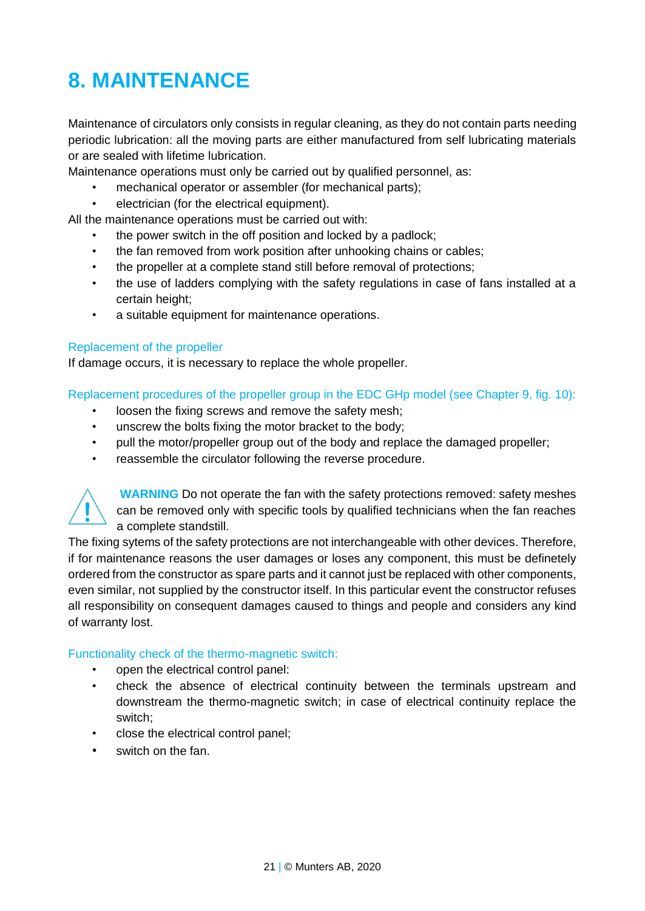# 8. MAINTENANCE

Maintenance of circulators only consists in regular cleaning, as they do not contain parts needing periodic lubrication: all the moving parts are either manufactured from self lubricating materials or are sealed with lifetime lubrication.

Maintenance operations must only be carried out by qualified personnel, as:

- mechanical operator or assembler (for mechanical parts);
- electrician (for the electrical equipment).

All the maintenance operations must be carried out with:

- the power switch in the off position and locked by a padlock;
- the fan removed from work position after unhooking chains or cables;
- the propeller at a complete stand still before removal of protections;
- the use of ladders complying with the safety regulations in case of fans installed at a certain height;
- a suitable equipment for maintenance operations.

### Replacement of the propeller

If damage occurs, it is necessary to replace the whole propeller.

### Replacement procedures of the propeller group in the EDC GHp model (see Chapter 9, fig. 10):

- loosen the fixing screws and remove the safety mesh;
- unscrew the bolts fixing the motor bracket to the body;
- pull the motor/propeller group out of the body and replace the damaged propeller;
- reassemble the circulator following the reverse procedure.

**WARNING** Do not operate the fan with the safety protections removed: safety meshes can be removed only with specific tools by qualified technicians when the fan reaches a complete standstill.

The fixing sytems of the safety protections are not interchangeable with other devices. Therefore, if for maintenance reasons the user damages or loses any component, this must be definetely ordered from the constructor as spare parts and it cannot just be replaced with other components, even similar, not supplied by the constructor itself. In this particular event the constructor refuses all responsibility on consequent damages caused to things and people and considers any kind of warranty lost.

### Functionality check of the thermo-magnetic switch:

- open the electrical control panel:
- check the absence of electrical continuity between the terminals upstream and downstream the thermo-magnetic switch; in case of electrical continuity replace the switch;
- close the electrical control panel;
- switch on the fan.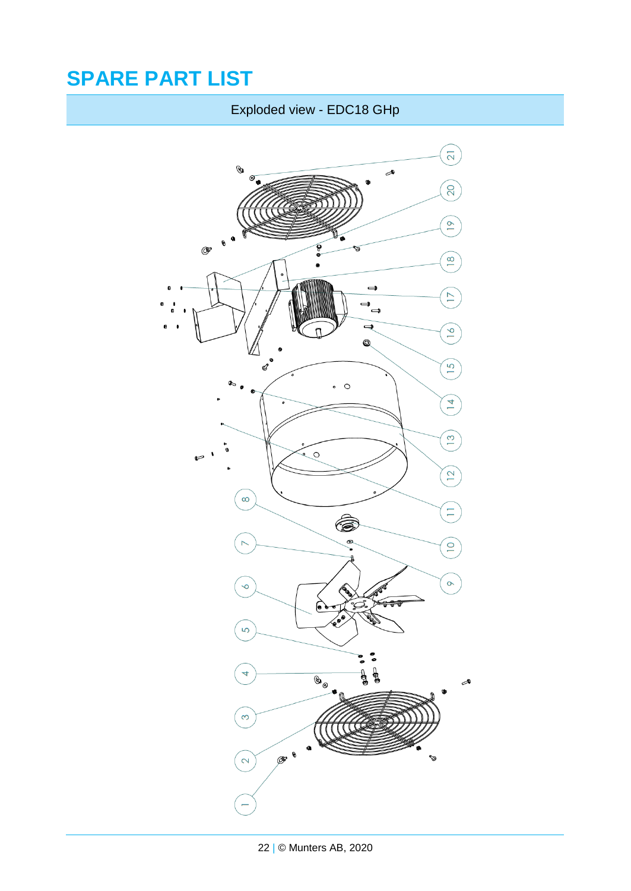# SPARE PART LIST

## Exploded view - EDC18 GHp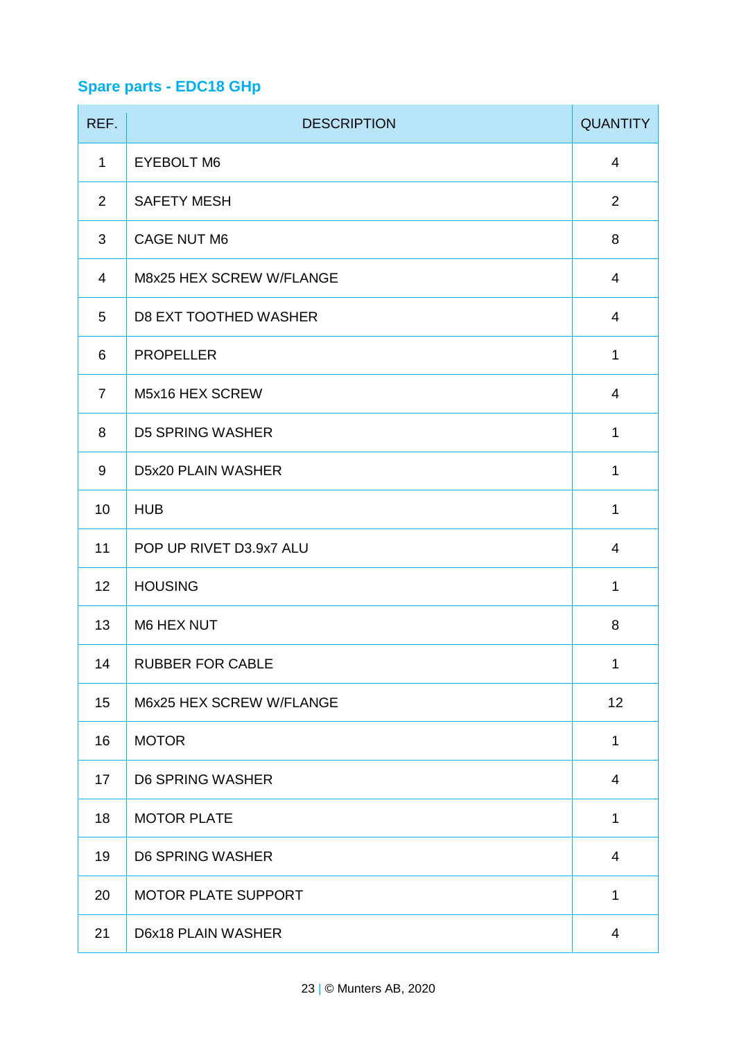## Spare parts - EDC18 GHp

| REF. | DESCRIPTION | QUANTITY |
|---|---|---|
| 1 | EYEBOLT M6 | 4 |
| 2 | SAFETY MESH | 2 |
| 3 | CAGE NUT M6 | 8 |
| 4 | M8x25 HEX SCREW W/FLANGE | 4 |
| 5 | D8 EXT TOOTHED WASHER | 4 |
| 6 | PROPELLER | 1 |
| 7 | M5x16 HEX SCREW | 4 |
| 8 | D5 SPRING WASHER | 1 |
| 9 | D5x20 PLAIN WASHER | 1 |
| 10 | HUB | 1 |
| 11 | POP UP RIVET D3.9x7 ALU | 4 |
| 12 | HOUSING | 1 |
| 13 | M6 HEX NUT | 8 |
| 14 | RUBBER FOR CABLE | 1 |
| 15 | M6x25 HEX SCREW W/FLANGE | 12 |
| 16 | MOTOR | 1 |
| 17 | D6 SPRING WASHER | 4 |
| 18 | MOTOR PLATE | 1 |
| 19 | D6 SPRING WASHER | 4 |
| 20 | MOTOR PLATE SUPPORT | 1 |
| 21 | D6x18 PLAIN WASHER | 4 |

© Munters AB, 2020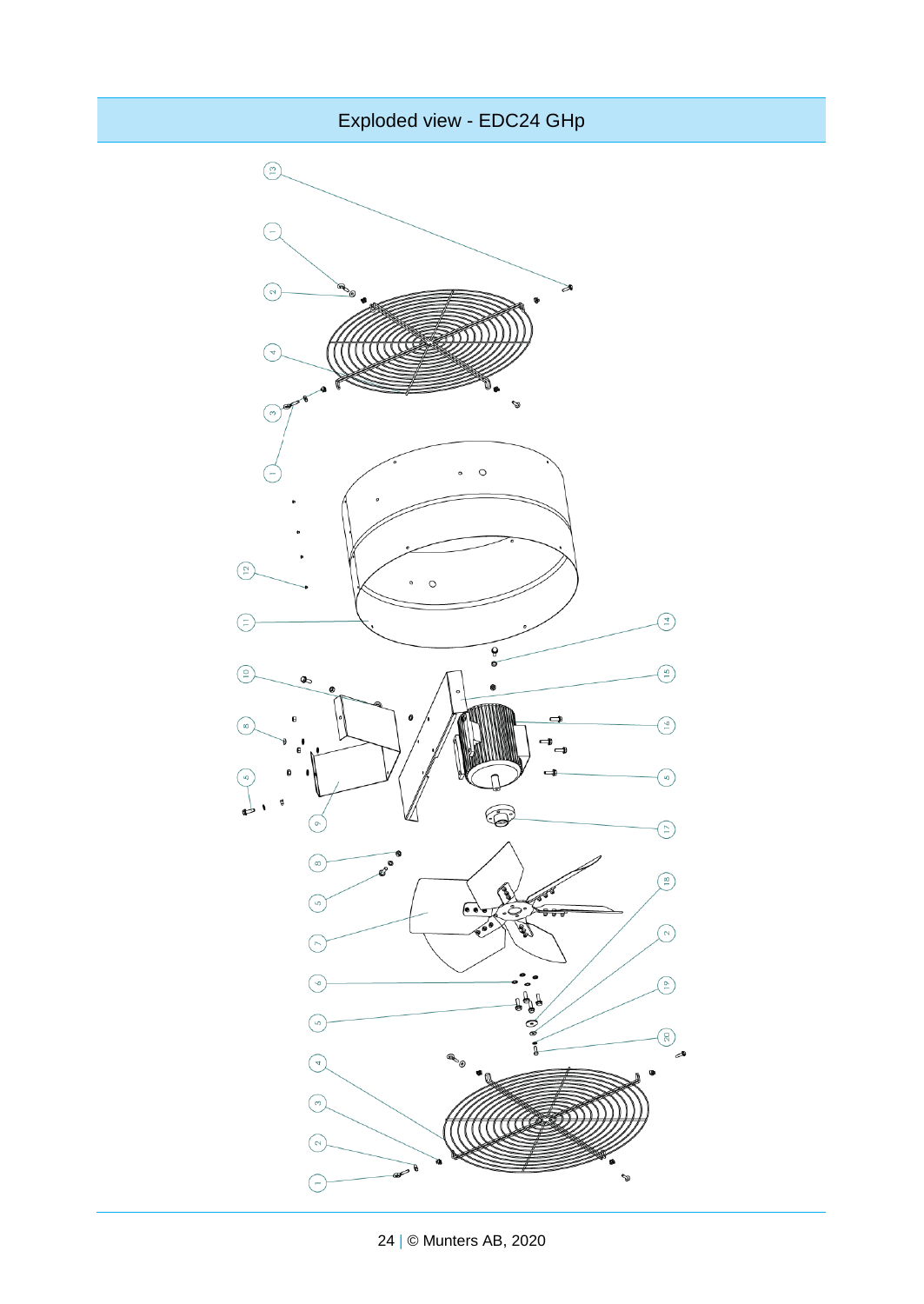# Exploded view - EDC24 GHp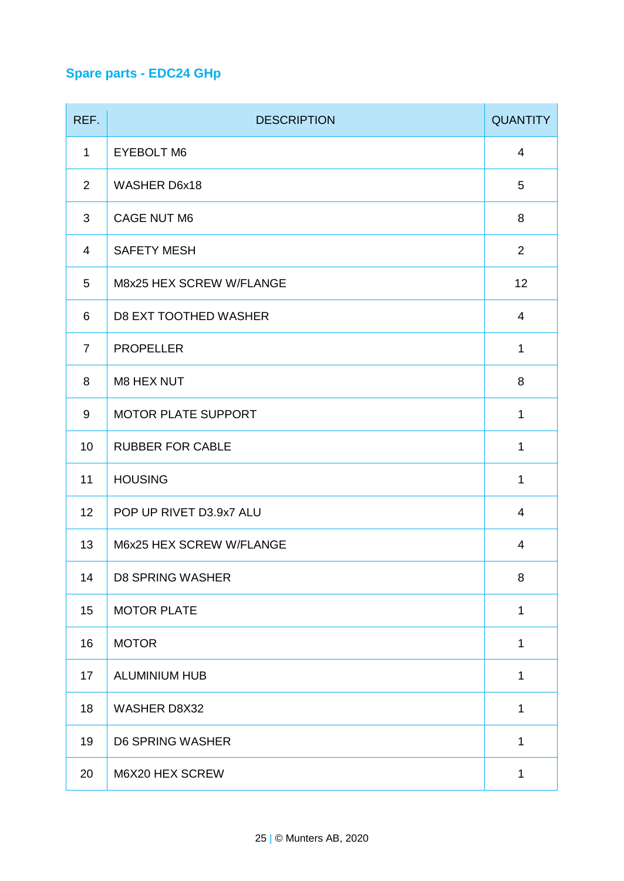## Spare parts - EDC24 GHp

| REF. | DESCRIPTION | QUANTITY |
|---|---|---|
| 1 | EYEBOLT M6 | 4 |
| 2 | WASHER D6x18 | 5 |
| 3 | CAGE NUT M6 | 8 |
| 4 | SAFETY MESH | 2 |
| 5 | M8x25 HEX SCREW W/FLANGE | 12 |
| 6 | D8 EXT TOOTHED WASHER | 4 |
| 7 | PROPELLER | 1 |
| 8 | M8 HEX NUT | 8 |
| 9 | MOTOR PLATE SUPPORT | 1 |
| 10 | RUBBER FOR CABLE | 1 |
| 11 | HOUSING | 1 |
| 12 | POP UP RIVET D3.9x7 ALU | 4 |
| 13 | M6x25 HEX SCREW W/FLANGE | 4 |
| 14 | D8 SPRING WASHER | 8 |
| 15 | MOTOR PLATE | 1 |
| 16 | MOTOR | 1 |
| 17 | ALUMINIUM HUB | 1 |
| 18 | WASHER D8X32 | 1 |
| 19 | D6 SPRING WASHER | 1 |
| 20 | M6X20 HEX SCREW | 1 |

© Munters AB, 2020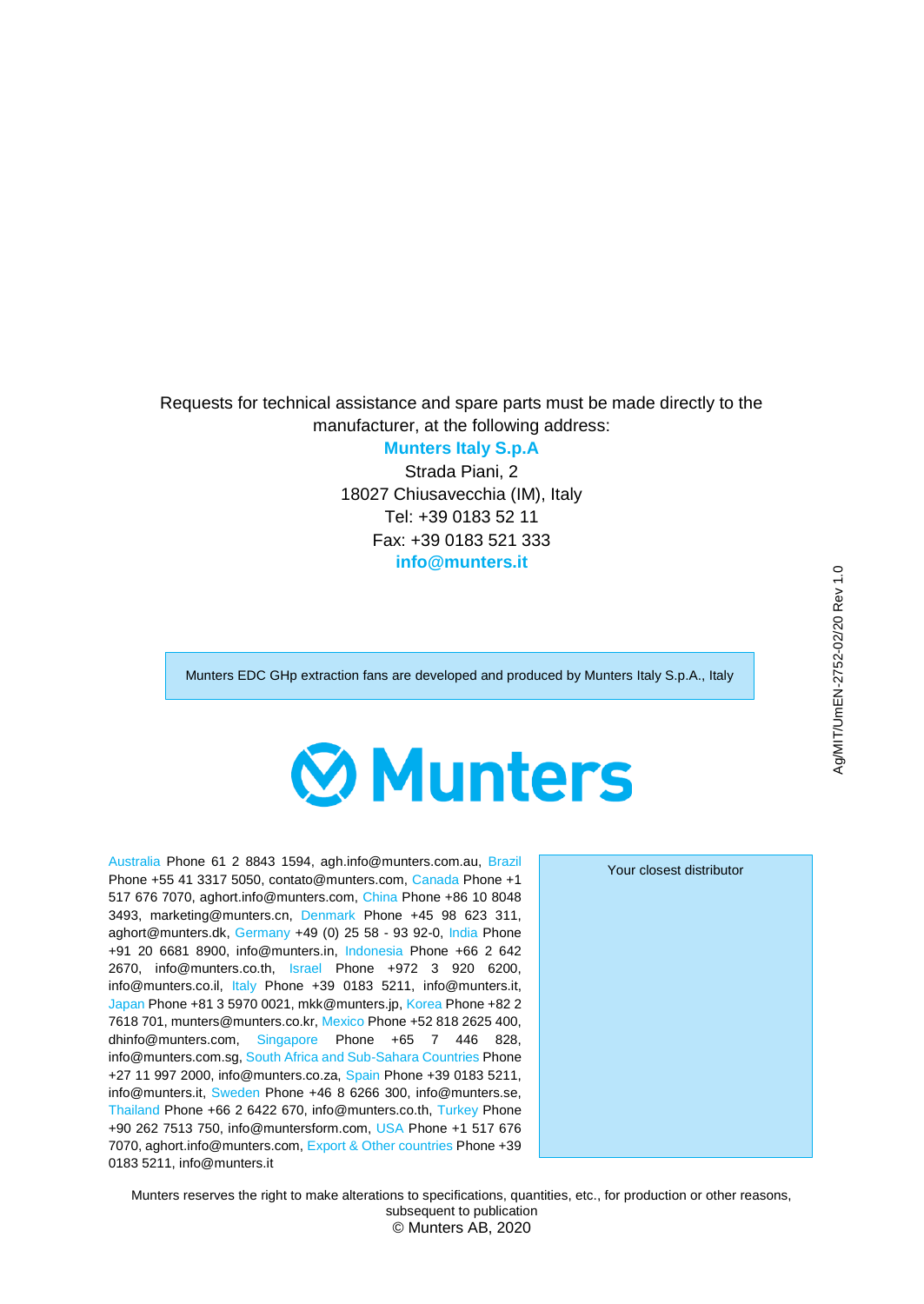Requests for technical assistance and spare parts must be made directly to the manufacturer, at the following address:

**Munters Italy S.p.A**
Strada Piani, 2
18027 Chiusavecchia (IM), Italy
Tel: +39 0183 52 11
Fax: +39 0183 521 333
**info@munters.it**

Munters EDC GHp extraction fans are developed and produced by Munters Italy S.p.A., Italy

Munters

Ag/MIT/UmEN-2752-02/20 Rev 1.0

Australia Phone 61 2 8843 1594, agh.info@munters.com.au, Brazil Phone +55 41 3317 5050, contato@munters.com, Canada Phone +1 517 676 7070, aghort.info@munters.com, China Phone +86 10 8048 3493, marketing@munters.cn, Denmark Phone +45 98 623 311, aghort@munters.dk, Germany +49 (0) 25 58 - 93 92-0, India Phone +91 20 6681 8900, info@munters.in, Indonesia Phone +66 2 642 2670, info@munters.co.th, Israel Phone +972 3 920 6200, info@munters.co.il, Italy Phone +39 0183 5211, info@munters.it, Japan Phone +81 3 5970 0021, mkk@munters.jp, Korea Phone +82 2 7618 701, munters@munters.co.kr, Mexico Phone +52 818 2625 400, dhinfo@munters.com, Singapore Phone +65 7 446 828, info@munters.com.sg, South Africa and Sub-Sahara Countries Phone +27 11 997 2000, info@munters.co.za, Spain Phone +39 0183 5211, info@munters.it, Sweden Phone +46 8 6266 300, info@munters.se, Thailand Phone +66 2 6422 670, info@munters.co.th, Turkey Phone +90 262 7513 750, info@muntersform.com, USA Phone +1 517 676 7070, aghort.info@munters.com, Export & Other countries Phone +39 0183 5211, info@munters.it

Your closest distributor

Munters reserves the right to make alterations to specifications, quantities, etc., for production or other reasons, subsequent to publication
© Munters AB, 2020